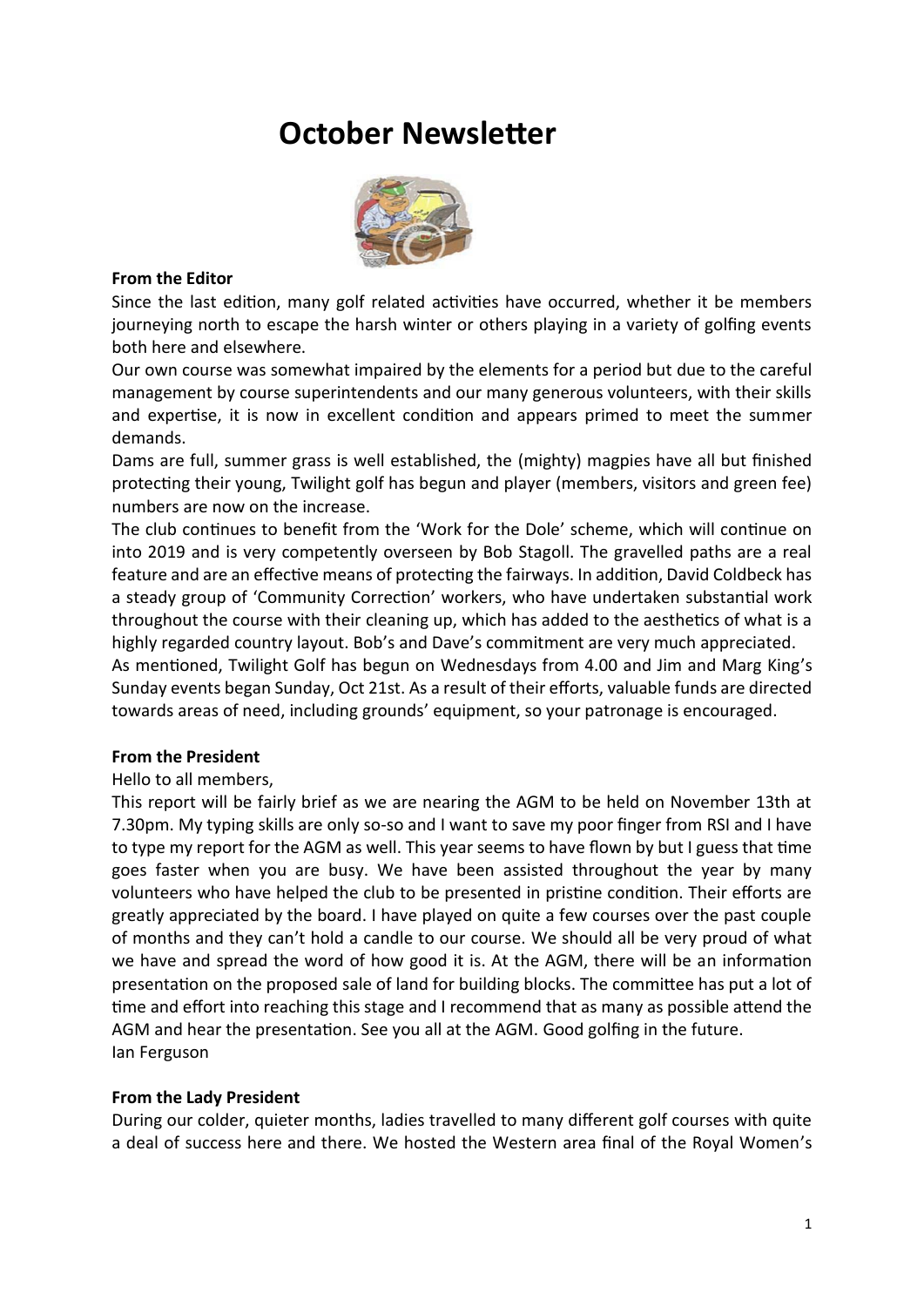# October Newsletter

**From the Editor**

Since the last edition, many golf related activities have occurred, whether it be members journeying north to escape the harsh winter or others playing in a variety of golfing events both here and elsewhere.

Our own course was somewhat impaired by the elements for a period but due to the careful management by course superintendents and our many generous volunteers, with their skills and expertise, it is now in excellent condition and appears primed to meet the summer demands.

Dams are full, summer grass is well established, the (mighty) magpies have all but finished protecting their young, Twilight golf has begun and player (members, visitors and green fee) numbers are now on the increase.

The club continues to benefit from the 'Work for the Dole' scheme, which will continue on into 2019 and is very competently overseen by Bob Stagoll. The gravelled paths are a real feature and are an effective means of protecting the fairways. In addition, David Coldbeck has a steady group of 'Community Correction' workers, who have undertaken substantial work throughout the course with their cleaning up, which has added to the aesthetics of what is a highly regarded country layout. Bob's and Dave's commitment are very much appreciated.

As mentioned, Twilight Golf has begun on Wednesdays from 4.00 and Jim and Marg King's Sunday events began Sunday, Oct 21st. As a result of their efforts, valuable funds are directed towards areas of need, including grounds' equipment, so your patronage is encouraged.

**From the President**

Hello to all members,

This report will be fairly brief as we are nearing the AGM to be held on November 13th at 7.30pm. My typing skills are only so-so and I want to save my poor finger from RSI and I have to type my report for the AGM as well. This year seems to have flown by but I guess that time goes faster when you are busy. We have been assisted throughout the year by many volunteers who have helped the club to be presented in pristine condition. Their efforts are greatly appreciated by the board. I have played on quite a few courses over the past couple of months and they can't hold a candle to our course. We should all be very proud of what we have and spread the word of how good it is. At the AGM, there will be an information presentation on the proposed sale of land for building blocks. The committee has put a lot of time and effort into reaching this stage and I recommend that as many as possible attend the AGM and hear the presentation. See you all at the AGM. Good golfing in the future.

Ian Ferguson

**From the Lady President**

During our colder, quieter months, ladies travelled to many different golf courses with quite a deal of success here and there. We hosted the Western area final of the Royal Women's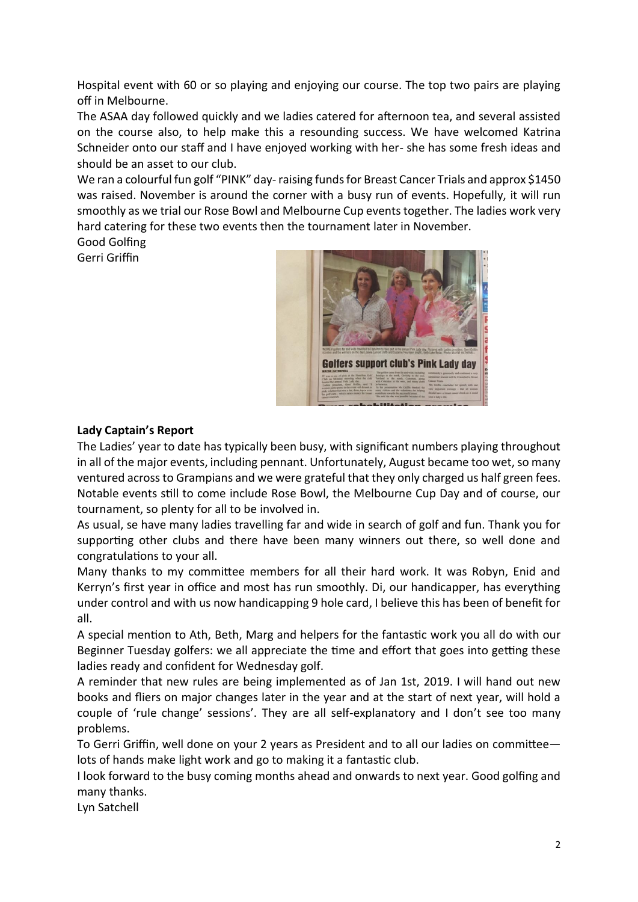Hospital event with 60 or so playing and enjoying our course. The top two pairs are playing off in Melbourne.

The ASAA day followed quickly and we ladies catered for afternoon tea, and several assisted on the course also, to help make this a resounding success. We have welcomed Katrina Schneider onto our staff and I have enjoyed working with her- she has some fresh ideas and should be an asset to our club.

We ran a colourful fun golf "PINK" day- raising funds for Breast Cancer Trials and approx $1450 was raised. November is around the corner with a busy run of events. Hopefully, it will run smoothly as we trial our Rose Bowl and Melbourne Cup events together. The ladies work very hard catering for these two events then the tournament later in November.

Good Golfing
Gerri Griffin

**Lady Captain's Report**

The Ladies' year to date has typically been busy, with significant numbers playing throughout in all of the major events, including pennant. Unfortunately, August became too wet, so many ventured across to Grampians and we were grateful that they only charged us half green fees. Notable events still to come include Rose Bowl, the Melbourne Cup Day and of course, our tournament, so plenty for all to be involved in.

As usual, se have many ladies travelling far and wide in search of golf and fun. Thank you for supporting other clubs and there have been many winners out there, so well done and congratulations to your all.

Many thanks to my committee members for all their hard work. It was Robyn, Enid and Kerryn's first year in office and most has run smoothly. Di, our handicapper, has everything under control and with us now handicapping 9 hole card, I believe this has been of benefit for all.

A special mention to Ath, Beth, Marg and helpers for the fantastic work you all do with our Beginner Tuesday golfers: we all appreciate the time and effort that goes into getting these ladies ready and confident for Wednesday golf.

A reminder that new rules are being implemented as of Jan 1st, 2019. I will hand out new books and fliers on major changes later in the year and at the start of next year, will hold a couple of 'rule change' sessions'. They are all self-explanatory and I don't see too many problems.

To Gerri Griffin, well done on your 2 years as President and to all our ladies on committee—lots of hands make light work and go to making it a fantastic club.

I look forward to the busy coming months ahead and onwards to next year. Good golfing and many thanks.

Lyn Satchell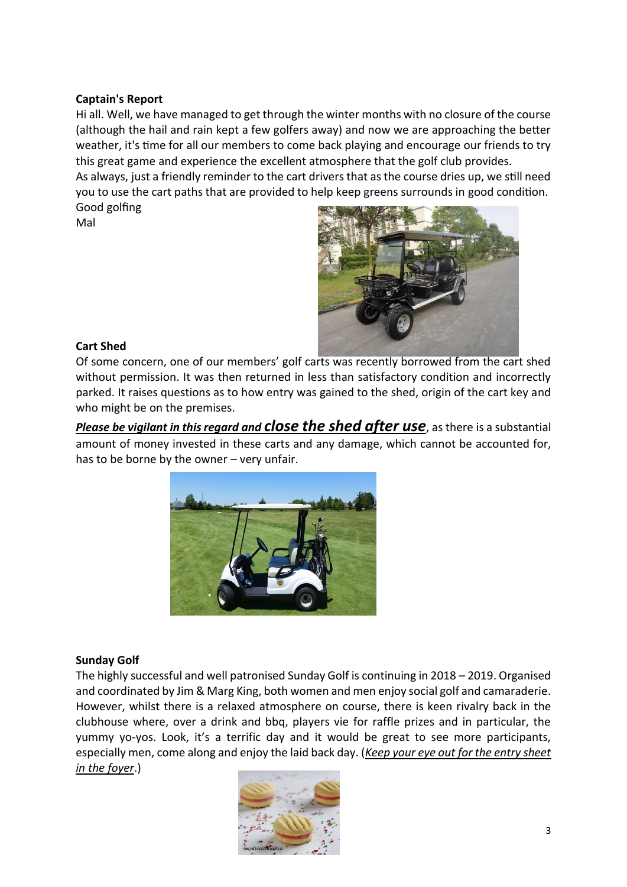**Captain's Report**

Hi all. Well, we have managed to get through the winter months with no closure of the course (although the hail and rain kept a few golfers away) and now we are approaching the better weather, it's time for all our members to come back playing and encourage our friends to try this great game and experience the excellent atmosphere that the golf club provides.

As always, just a friendly reminder to the cart drivers that as the course dries up, we still need you to use the cart paths that are provided to help keep greens surrounds in good condition.

Good golfing

Mal

**Cart Shed**

Of some concern, one of our members' golf carts was recently borrowed from the cart shed without permission. It was then returned in less than satisfactory condition and incorrectly parked. It raises questions as to how entry was gained to the shed, origin of the cart key and who might be on the premises.

***Please be vigilant in this regard and close the shed after use***, as there is a substantial amount of money invested in these carts and any damage, which cannot be accounted for, has to be borne by the owner – very unfair.

**Sunday Golf**

The highly successful and well patronised Sunday Golf is continuing in 2018 – 2019. Organised and coordinated by Jim & Marg King, both women and men enjoy social golf and camaraderie. However, whilst there is a relaxed atmosphere on course, there is keen rivalry back in the clubhouse where, over a drink and bbq, players vie for raffle prizes and in particular, the yummy yo-yos. Look, it's a terrific day and it would be great to see more participants, especially men, come along and enjoy the laid back day. (*Keep your eye out for the entry sheet in the foyer*.)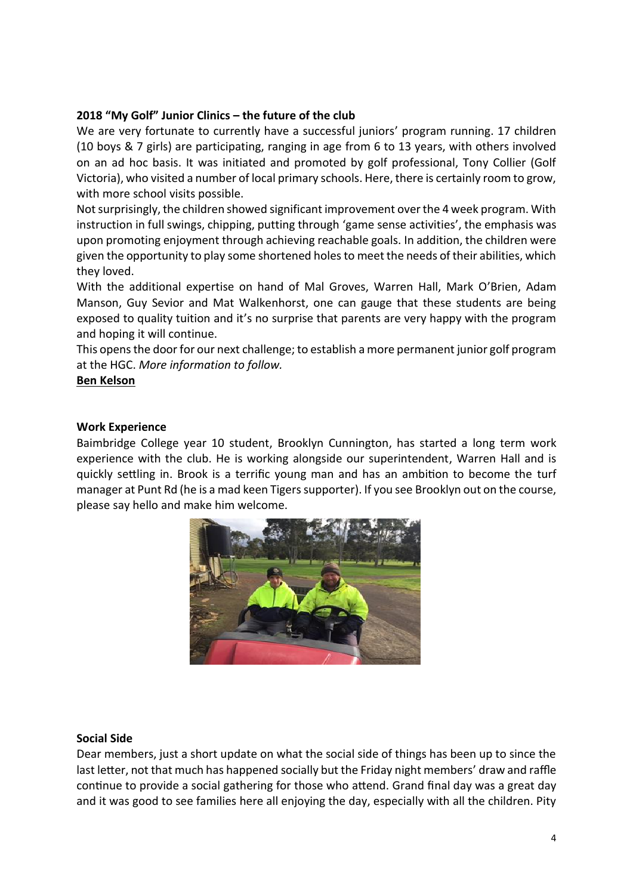**2018 "My Golf" Junior Clinics – the future of the club**

We are very fortunate to currently have a successful juniors' program running. 17 children (10 boys & 7 girls) are participating, ranging in age from 6 to 13 years, with others involved on an ad hoc basis. It was initiated and promoted by golf professional, Tony Collier (Golf Victoria), who visited a number of local primary schools. Here, there is certainly room to grow, with more school visits possible.

Not surprisingly, the children showed significant improvement over the 4 week program. With instruction in full swings, chipping, putting through 'game sense activities', the emphasis was upon promoting enjoyment through achieving reachable goals. In addition, the children were given the opportunity to play some shortened holes to meet the needs of their abilities, which they loved.

With the additional expertise on hand of Mal Groves, Warren Hall, Mark O'Brien, Adam Manson, Guy Sevior and Mat Walkenhorst, one can gauge that these students are being exposed to quality tuition and it's no surprise that parents are very happy with the program and hoping it will continue.

This opens the door for our next challenge; to establish a more permanent junior golf program at the HGC. *More information to follow.*

**Ben Kelson**

**Work Experience**

Baimbridge College year 10 student, Brooklyn Cunnington, has started a long term work experience with the club. He is working alongside our superintendent, Warren Hall and is quickly settling in. Brook is a terrific young man and has an ambition to become the turf manager at Punt Rd (he is a mad keen Tigers supporter). If you see Brooklyn out on the course, please say hello and make him welcome.

**Social Side**

Dear members, just a short update on what the social side of things has been up to since the last letter, not that much has happened socially but the Friday night members' draw and raffle continue to provide a social gathering for those who attend. Grand final day was a great day and it was good to see families here all enjoying the day, especially with all the children. Pity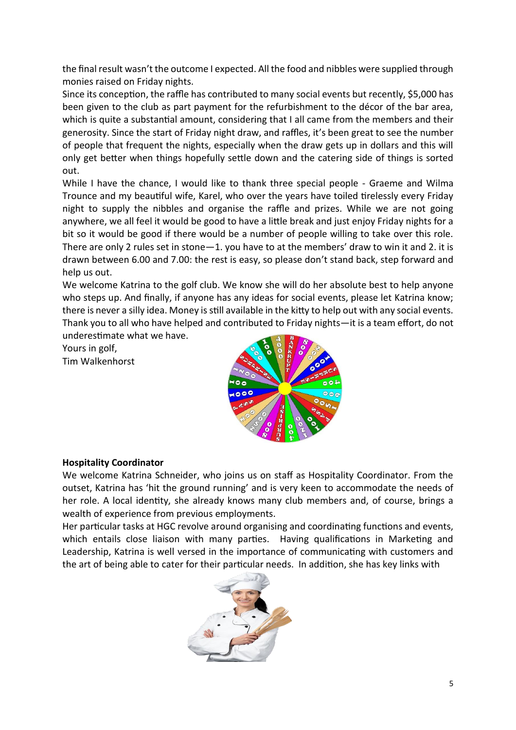the final result wasn't the outcome I expected. All the food and nibbles were supplied through monies raised on Friday nights.

Since its conception, the raffle has contributed to many social events but recently, $5,000 has been given to the club as part payment for the refurbishment to the décor of the bar area, which is quite a substantial amount, considering that I all came from the members and their generosity. Since the start of Friday night draw, and raffles, it's been great to see the number of people that frequent the nights, especially when the draw gets up in dollars and this will only get better when things hopefully settle down and the catering side of things is sorted out.

While I have the chance, I would like to thank three special people - Graeme and Wilma Trounce and my beautiful wife, Karel, who over the years have toiled tirelessly every Friday night to supply the nibbles and organise the raffle and prizes. While we are not going anywhere, we all feel it would be good to have a little break and just enjoy Friday nights for a bit so it would be good if there would be a number of people willing to take over this role. There are only 2 rules set in stone—1. you have to at the members' draw to win it and 2. it is drawn between 6.00 and 7.00: the rest is easy, so please don't stand back, step forward and help us out.

We welcome Katrina to the golf club. We know she will do her absolute best to help anyone who steps up. And finally, if anyone has any ideas for social events, please let Katrina know; there is never a silly idea. Money is still available in the kitty to help out with any social events. Thank you to all who have helped and contributed to Friday nights—it is a team effort, do not underestimate what we have.

Yours in golf,
Tim Walkenhorst

**Hospitality Coordinator**

We welcome Katrina Schneider, who joins us on staff as Hospitality Coordinator. From the outset, Katrina has 'hit the ground running' and is very keen to accommodate the needs of her role. A local identity, she already knows many club members and, of course, brings a wealth of experience from previous employments.

Her particular tasks at HGC revolve around organising and coordinating functions and events, which entails close liaison with many parties. Having qualifications in Marketing and Leadership, Katrina is well versed in the importance of communicating with customers and the art of being able to cater for their particular needs. In addition, she has key links with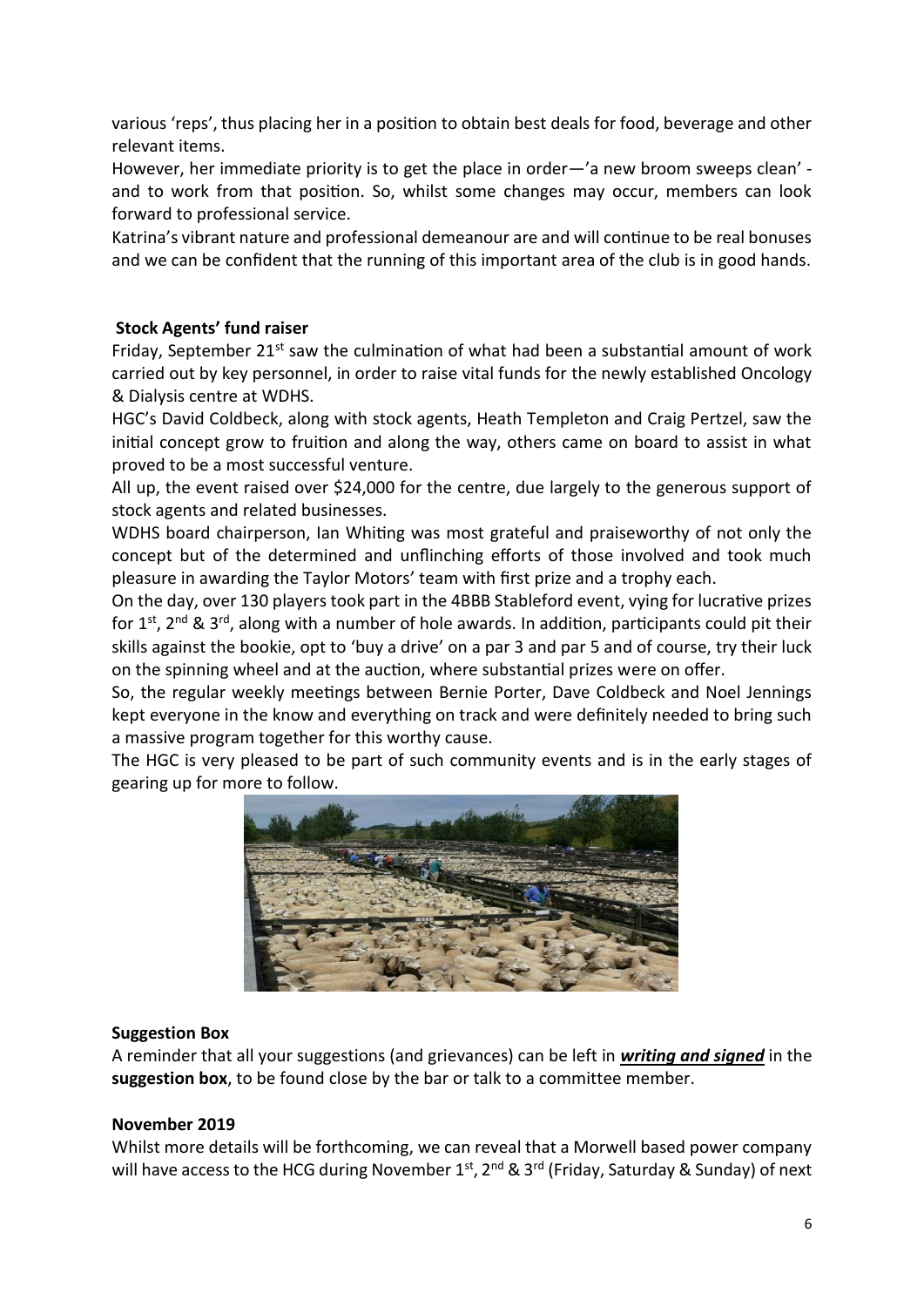various 'reps', thus placing her in a position to obtain best deals for food, beverage and other relevant items.

However, her immediate priority is to get the place in order—'a new broom sweeps clean' - and to work from that position. So, whilst some changes may occur, members can look forward to professional service.

Katrina's vibrant nature and professional demeanour are and will continue to be real bonuses and we can be confident that the running of this important area of the club is in good hands.

**Stock Agents' fund raiser**

Friday, September 21st saw the culmination of what had been a substantial amount of work carried out by key personnel, in order to raise vital funds for the newly established Oncology & Dialysis centre at WDHS.

HGC's David Coldbeck, along with stock agents, Heath Templeton and Craig Pertzel, saw the initial concept grow to fruition and along the way, others came on board to assist in what proved to be a most successful venture.

All up, the event raised over $24,000 for the centre, due largely to the generous support of stock agents and related businesses.

WDHS board chairperson, Ian Whiting was most grateful and praiseworthy of not only the concept but of the determined and unflinching efforts of those involved and took much pleasure in awarding the Taylor Motors' team with first prize and a trophy each.

On the day, over 130 players took part in the 4BBB Stableford event, vying for lucrative prizes for 1st, 2nd & 3rd, along with a number of hole awards. In addition, participants could pit their skills against the bookie, opt to 'buy a drive' on a par 3 and par 5 and of course, try their luck on the spinning wheel and at the auction, where substantial prizes were on offer.

So, the regular weekly meetings between Bernie Porter, Dave Coldbeck and Noel Jennings kept everyone in the know and everything on track and were definitely needed to bring such a massive program together for this worthy cause.

The HGC is very pleased to be part of such community events and is in the early stages of gearing up for more to follow.

**Suggestion Box**

A reminder that all your suggestions (and grievances) can be left in ***writing and signed*** in the **suggestion box**, to be found close by the bar or talk to a committee member.

**November 2019**

Whilst more details will be forthcoming, we can reveal that a Morwell based power company will have access to the HCG during November 1st, 2nd & 3rd (Friday, Saturday & Sunday) of next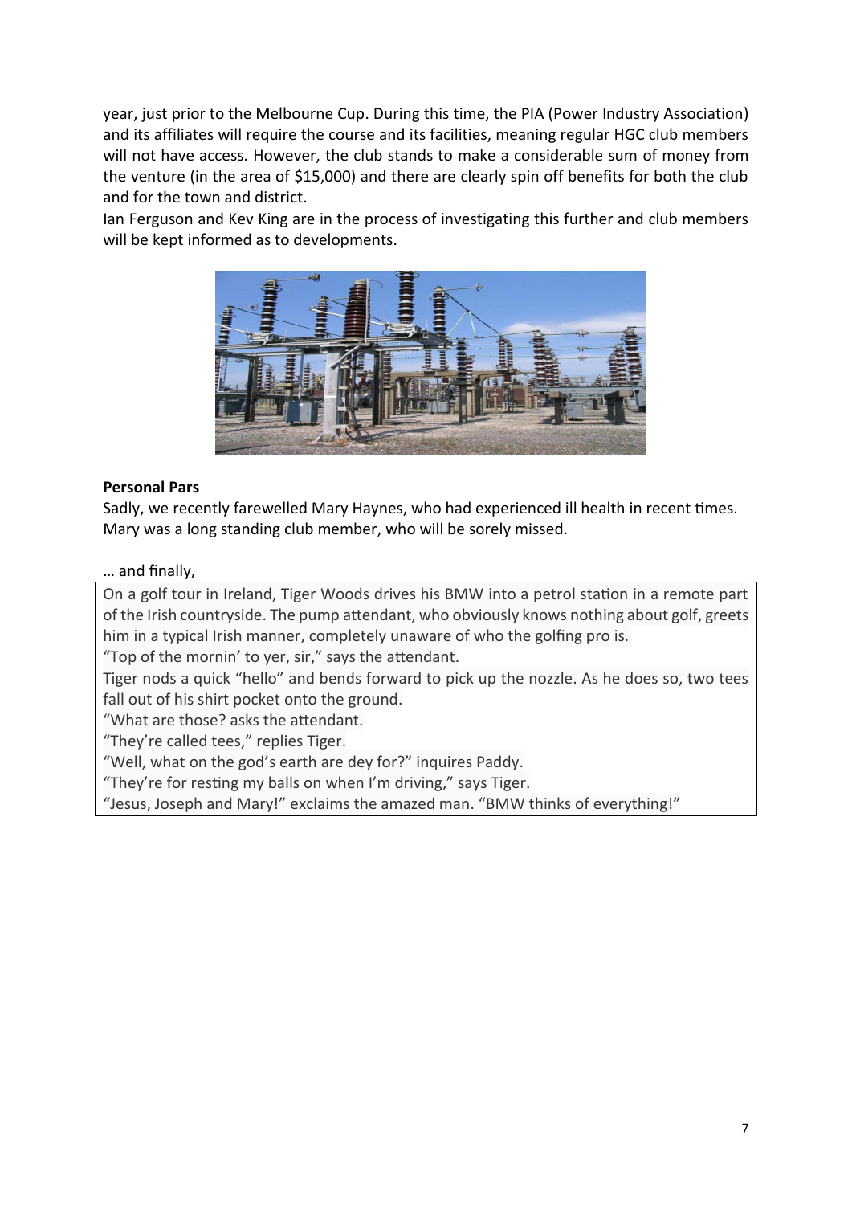year, just prior to the Melbourne Cup. During this time, the PIA (Power Industry Association) and its affiliates will require the course and its facilities, meaning regular HGC club members will not have access. However, the club stands to make a considerable sum of money from the venture (in the area of $15,000) and there are clearly spin off benefits for both the club and for the town and district.

Ian Ferguson and Kev King are in the process of investigating this further and club members will be kept informed as to developments.

**Personal Pars**

Sadly, we recently farewelled Mary Haynes, who had experienced ill health in recent times. Mary was a long standing club member, who will be sorely missed.

… and finally,

On a golf tour in Ireland, Tiger Woods drives his BMW into a petrol station in a remote part of the Irish countryside. The pump attendant, who obviously knows nothing about golf, greets him in a typical Irish manner, completely unaware of who the golfing pro is.

"Top of the mornin' to yer, sir," says the attendant.

Tiger nods a quick "hello" and bends forward to pick up the nozzle. As he does so, two tees fall out of his shirt pocket onto the ground.

"What are those? asks the attendant.

"They're called tees," replies Tiger.

"Well, what on the god's earth are dey for?" inquires Paddy.

"They're for resting my balls on when I'm driving," says Tiger.

"Jesus, Joseph and Mary!" exclaims the amazed man. "BMW thinks of everything!"